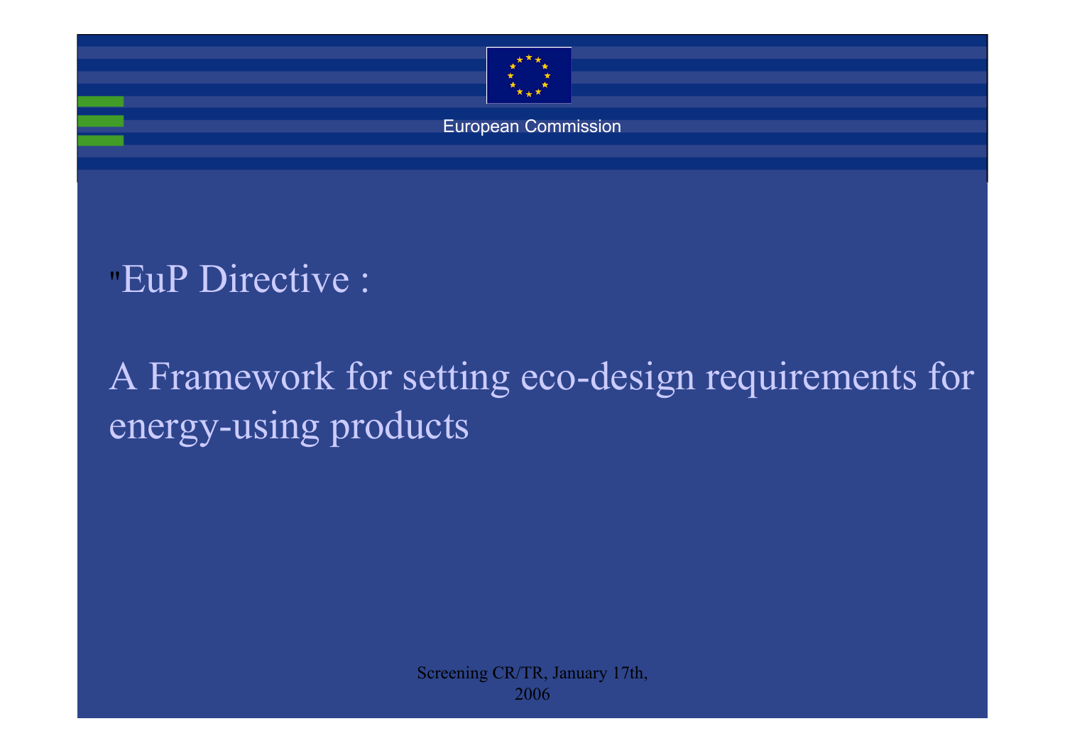European Commission

# "EuP Directive :

# A Framework for setting eco-design requirements for energy-using products

Screening CR/TR, January 17th, 2006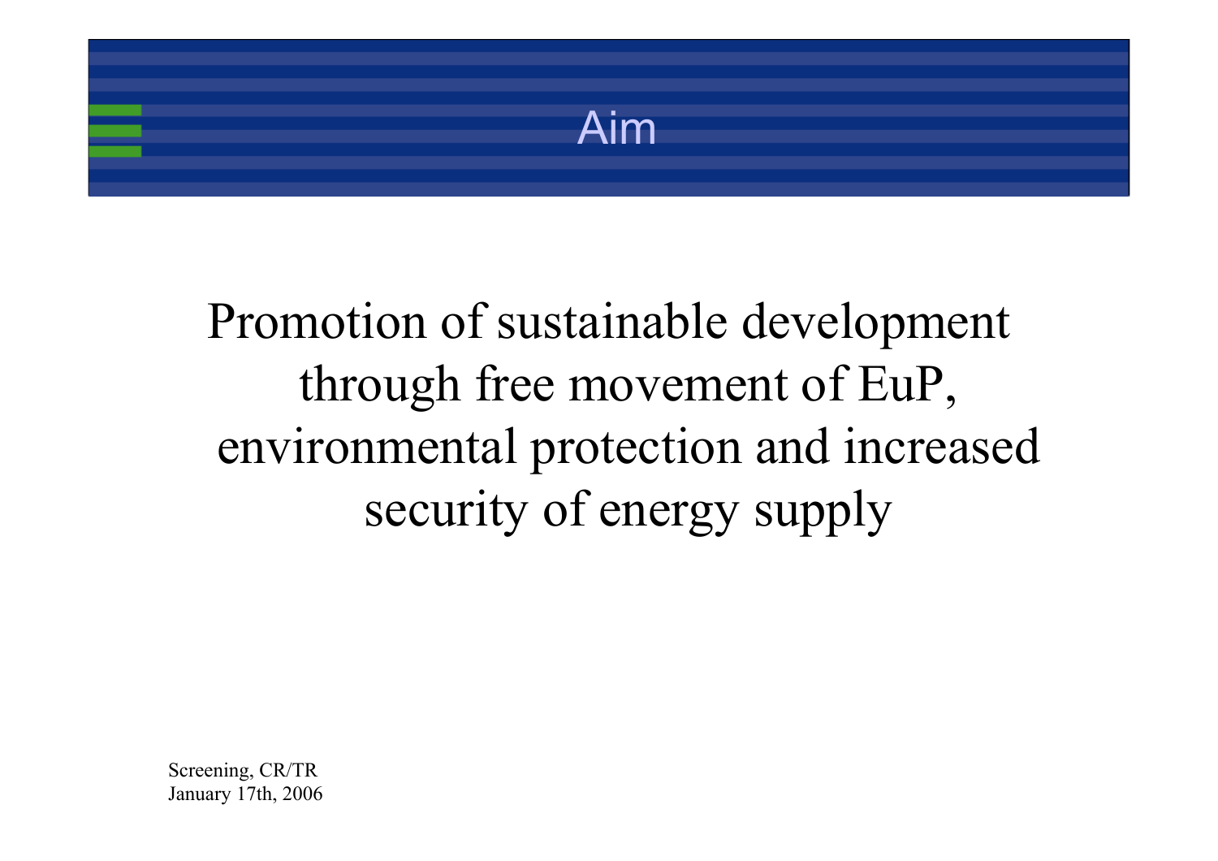# Aim

Promotion of sustainable development through free movement of EuP, environmental protection and increased security of energy supply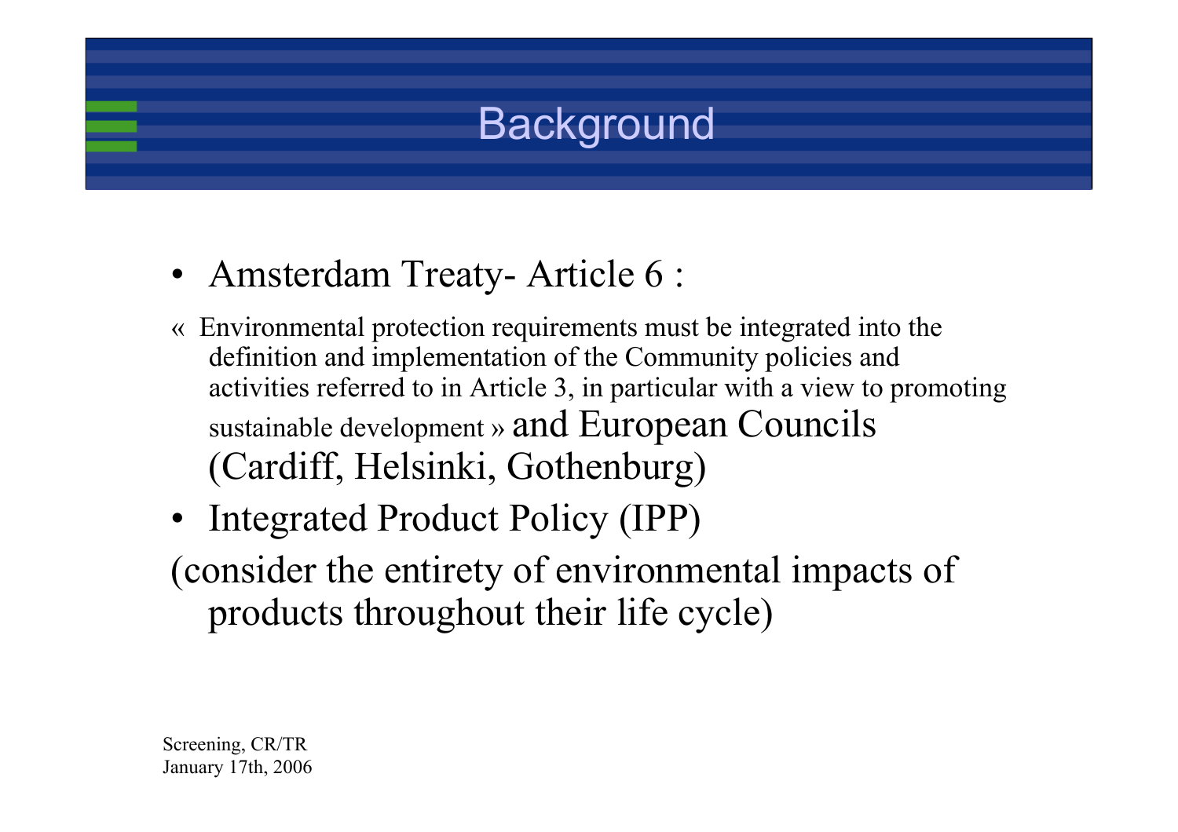# Background

- Amsterdam Treaty- Article 6 :

« Environmental protection requirements must be integrated into the definition and implementation of the Community policies and activities referred to in Article 3, in particular with a view to promoting sustainable development » and European Councils (Cardiff, Helsinki, Gothenburg)

- Integrated Product Policy (IPP)

(consider the entirety of environmental impacts of products throughout their life cycle)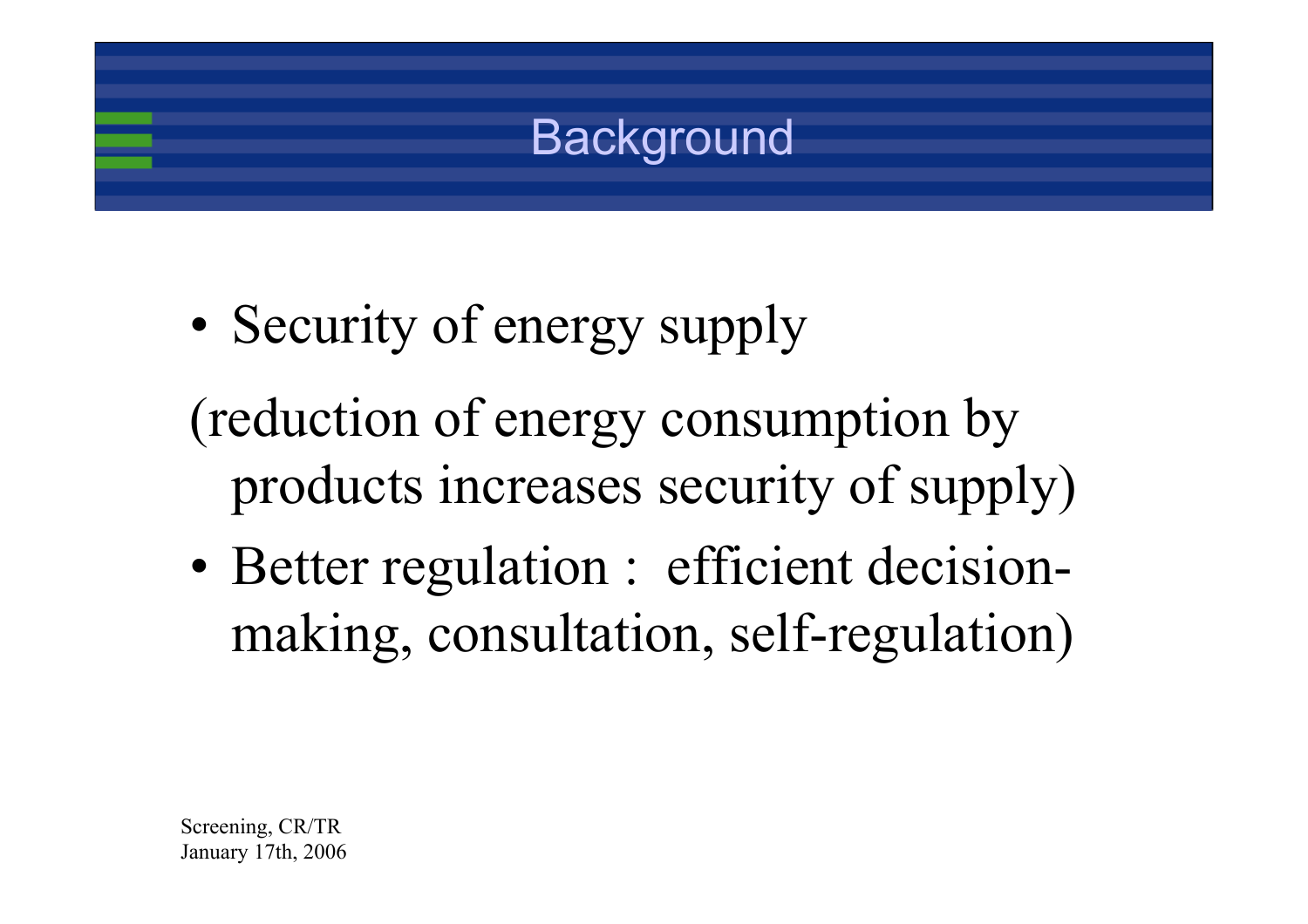# Background

- Security of energy supply

(reduction of energy consumption by products increases security of supply)

- Better regulation : efficient decision-making, consultation, self-regulation)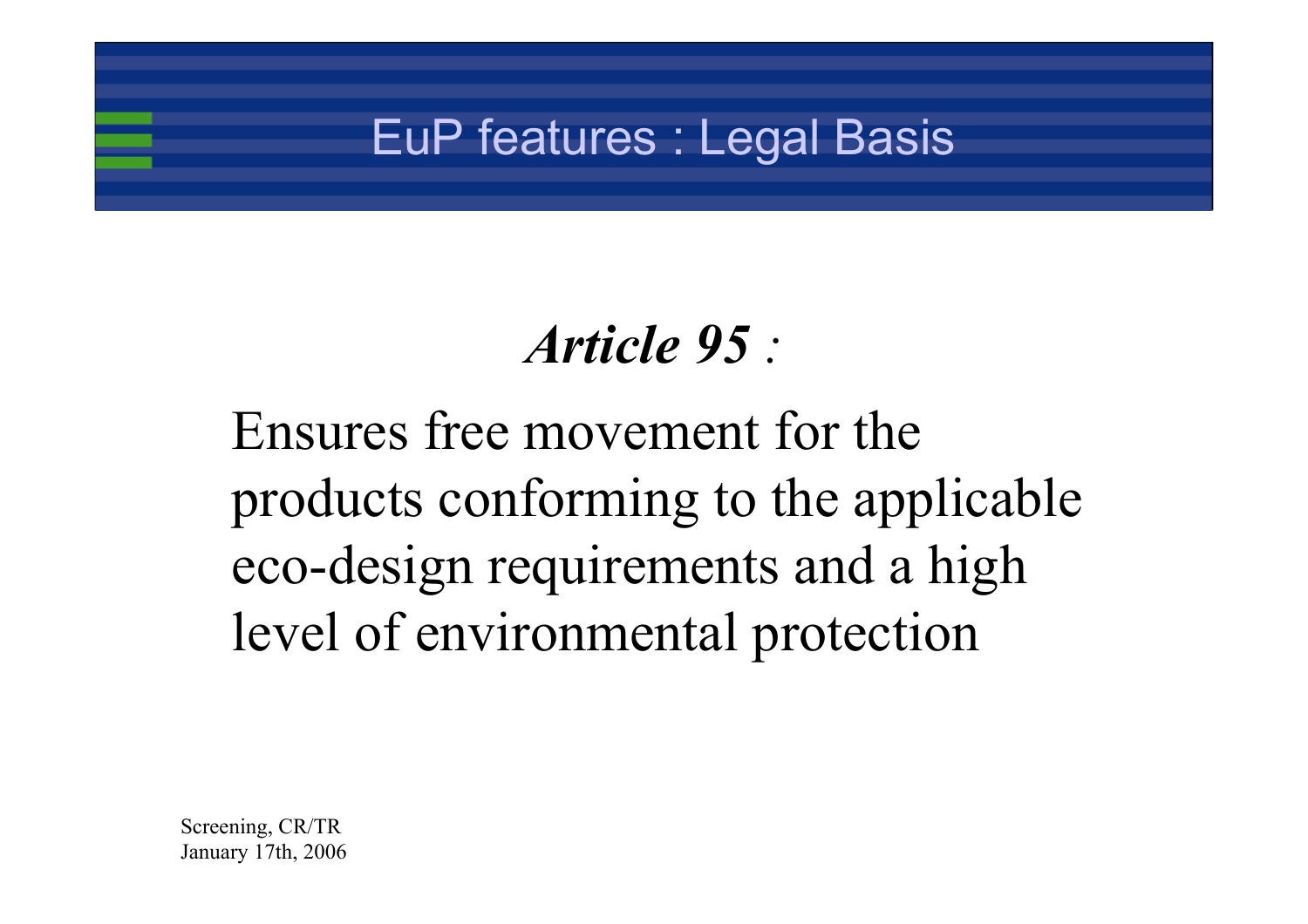# EuP features : Legal Basis

***Article 95*** *:*

Ensures free movement for the products conforming to the applicable eco-design requirements and a high level of environmental protection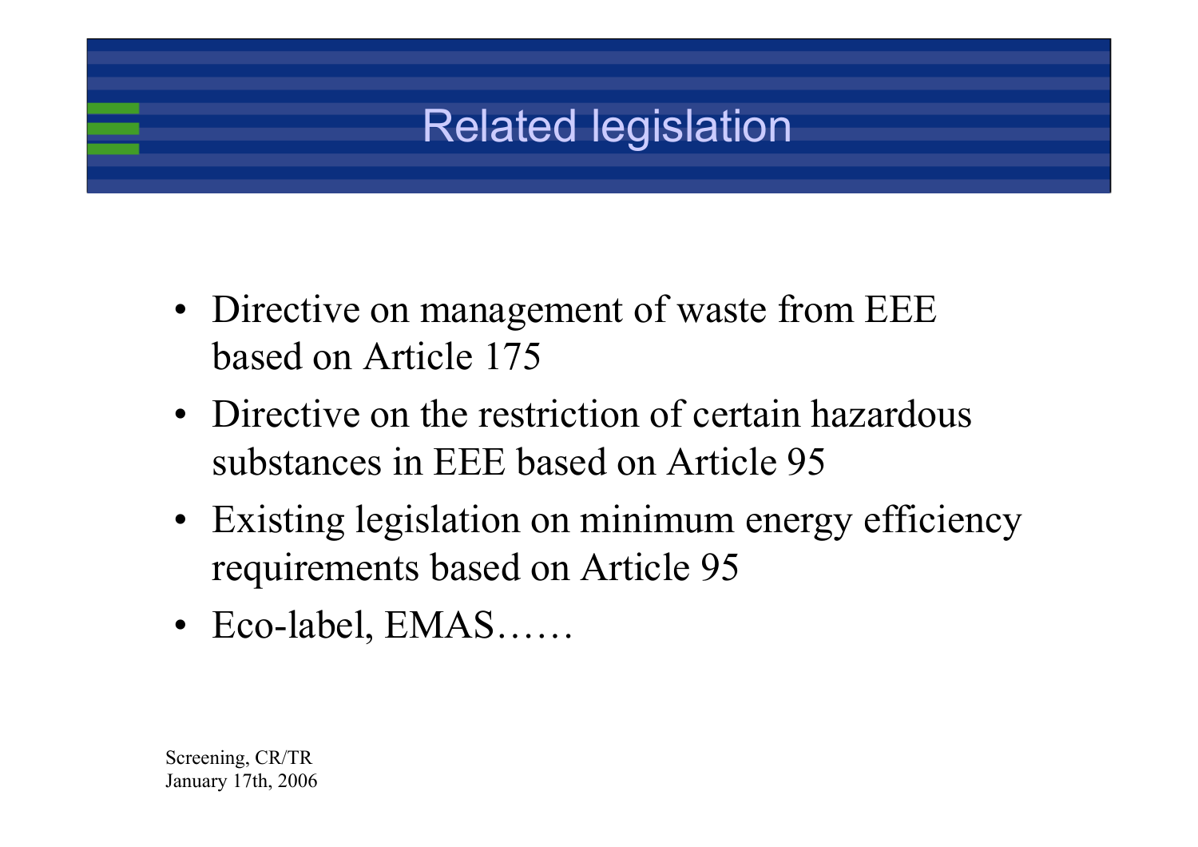# Related legislation

- Directive on management of waste from EEE based on Article 175
- Directive on the restriction of certain hazardous substances in EEE based on Article 95
- Existing legislation on minimum energy efficiency requirements based on Article 95
- Eco-label, EMAS……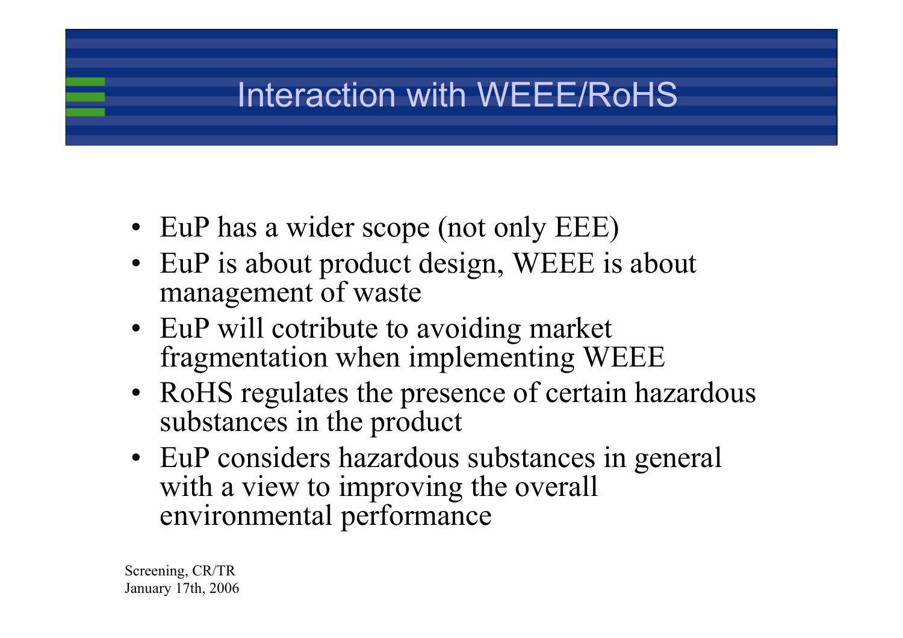# Interaction with WEEE/RoHS

- EuP has a wider scope (not only EEE)
- EuP is about product design, WEEE is about management of waste
- EuP will cotribute to avoiding market fragmentation when implementing WEEE
- RoHS regulates the presence of certain hazardous substances in the product
- EuP considers hazardous substances in general with a view to improving the overall environmental performance

Screening, CR/TR
January 17th, 2006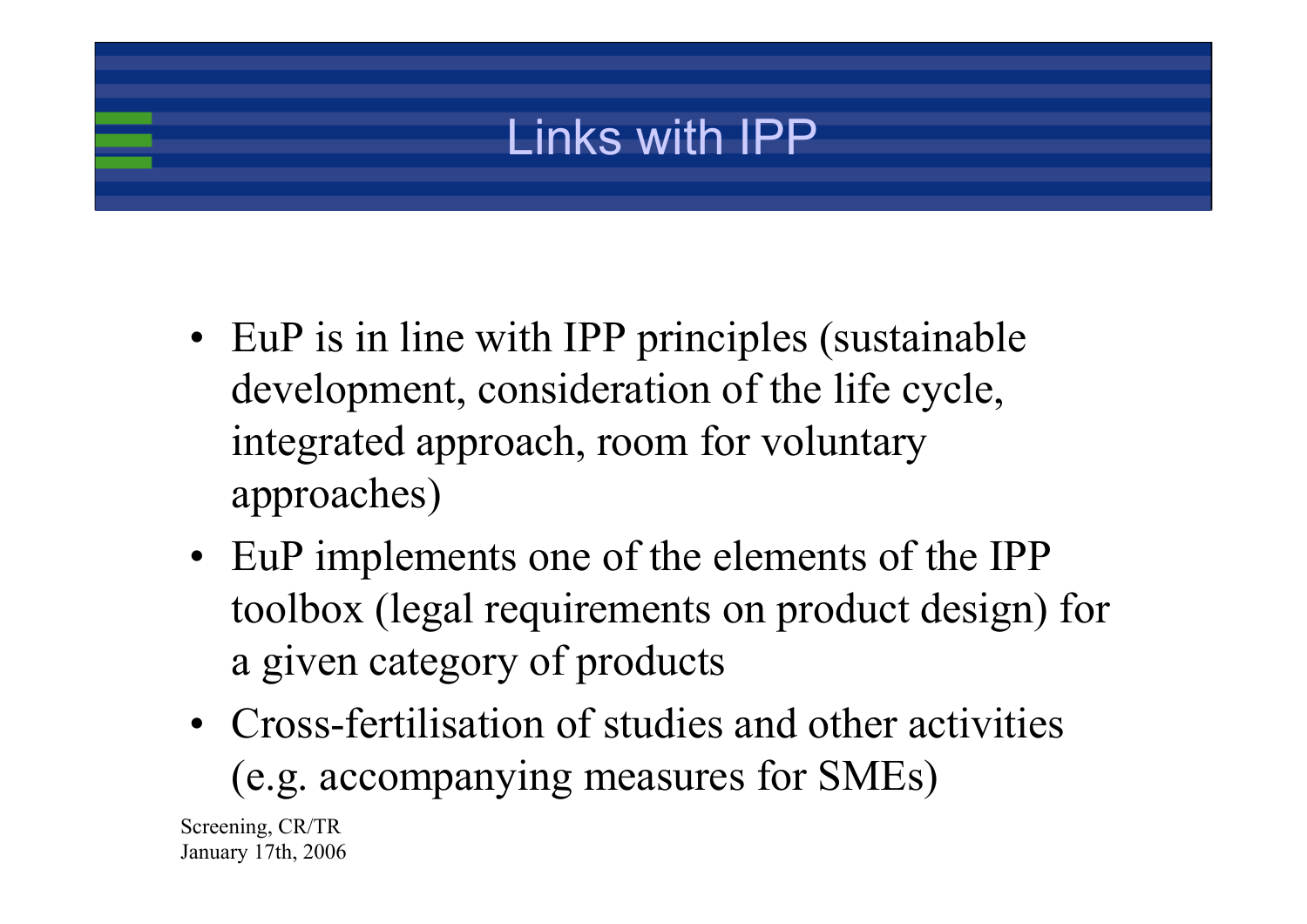# Links with IPP

- EuP is in line with IPP principles (sustainable development, consideration of the life cycle, integrated approach, room for voluntary approaches)
- EuP implements one of the elements of the IPP toolbox (legal requirements on product design) for a given category of products
- Cross-fertilisation of studies and other activities (e.g. accompanying measures for SMEs)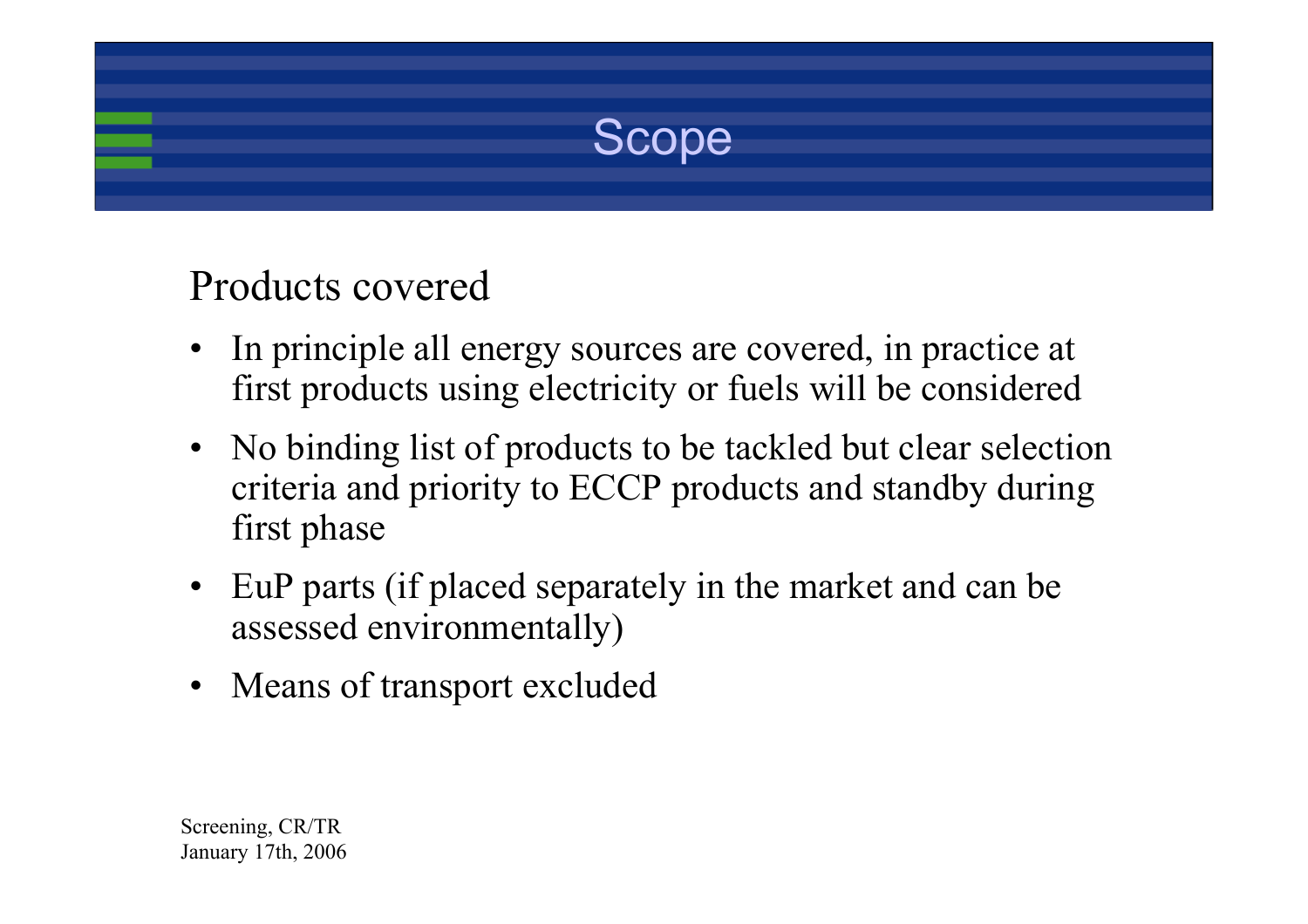# Scope

## Products covered

- In principle all energy sources are covered, in practice at first products using electricity or fuels will be considered
- No binding list of products to be tackled but clear selection criteria and priority to ECCP products and standby during first phase
- EuP parts (if placed separately in the market and can be assessed environmentally)
- Means of transport excluded

Screening, CR/TR
January 17th, 2006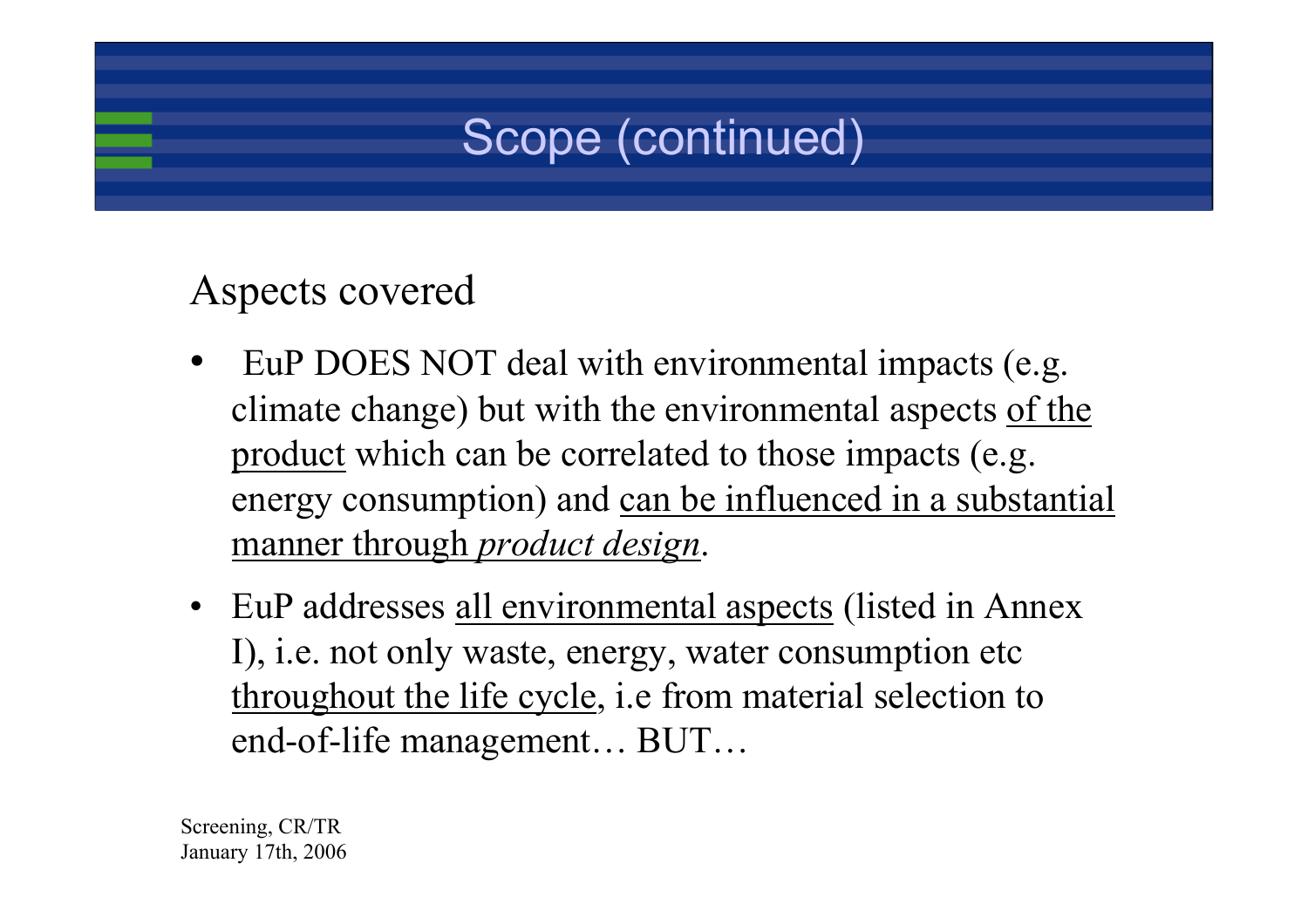# Scope (continued)

## Aspects covered

- EuP DOES NOT deal with environmental impacts (e.g. climate change) but with the environmental aspects <u>of the product</u> which can be correlated to those impacts (e.g. energy consumption) and <u>can be influenced in a substantial manner through *product design*</u>.
- EuP addresses <u>all environmental aspects</u> (listed in Annex I), i.e. not only waste, energy, water consumption etc <u>throughout the life cycle</u>, i.e from material selection to end-of-life management… BUT…

Screening, CR/TR
January 17th, 2006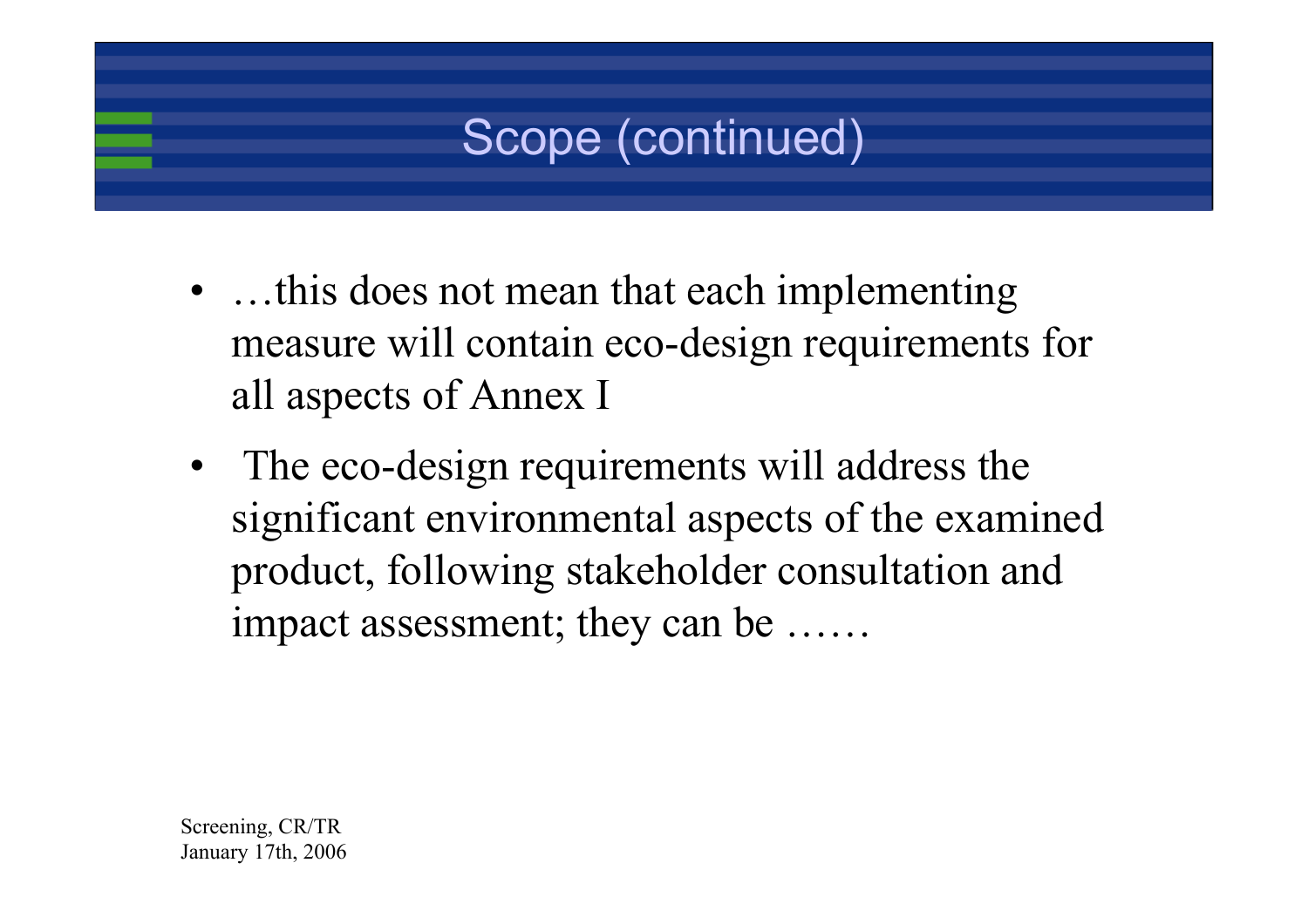# Scope (continued)

- …this does not mean that each implementing measure will contain eco-design requirements for all aspects of Annex I
- The eco-design requirements will address the significant environmental aspects of the examined product, following stakeholder consultation and impact assessment; they can be ……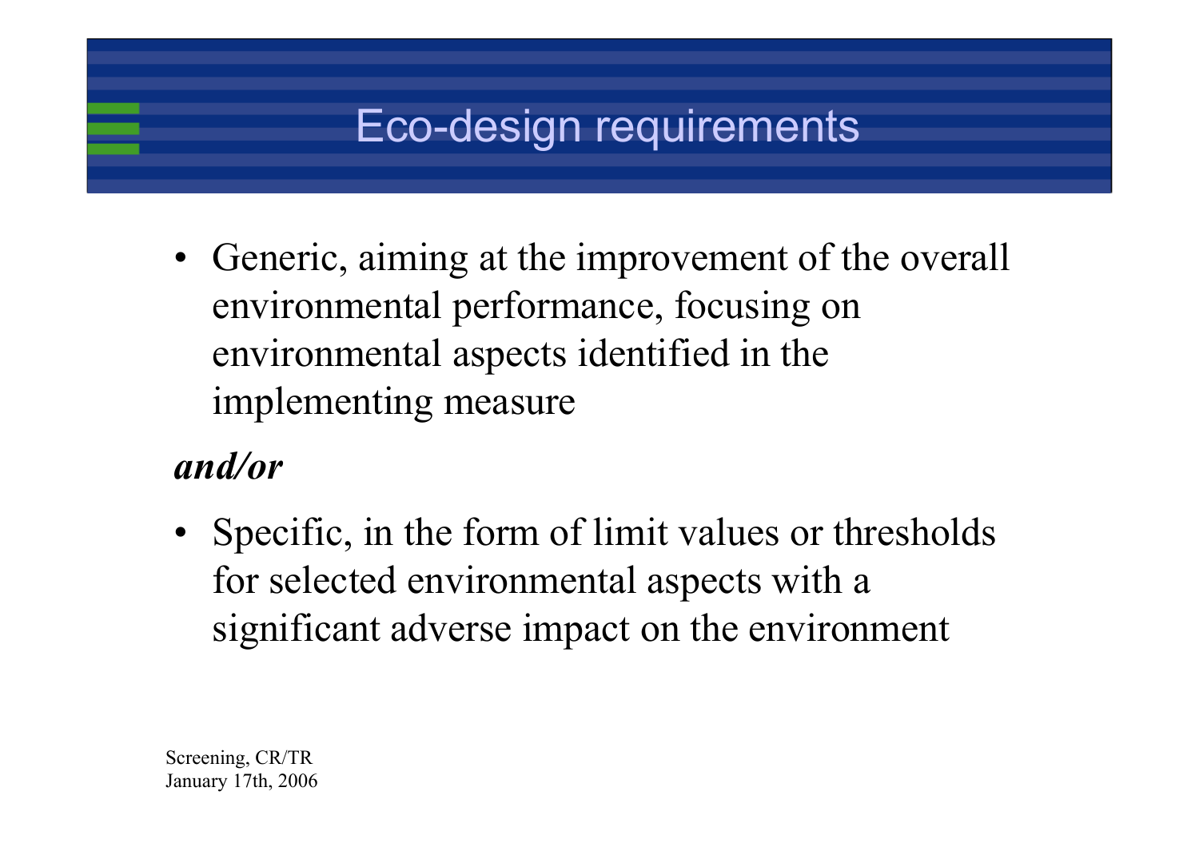# Eco-design requirements

- Generic, aiming at the improvement of the overall environmental performance, focusing on environmental aspects identified in the implementing measure

***and/or***

- Specific, in the form of limit values or thresholds for selected environmental aspects with a significant adverse impact on the environment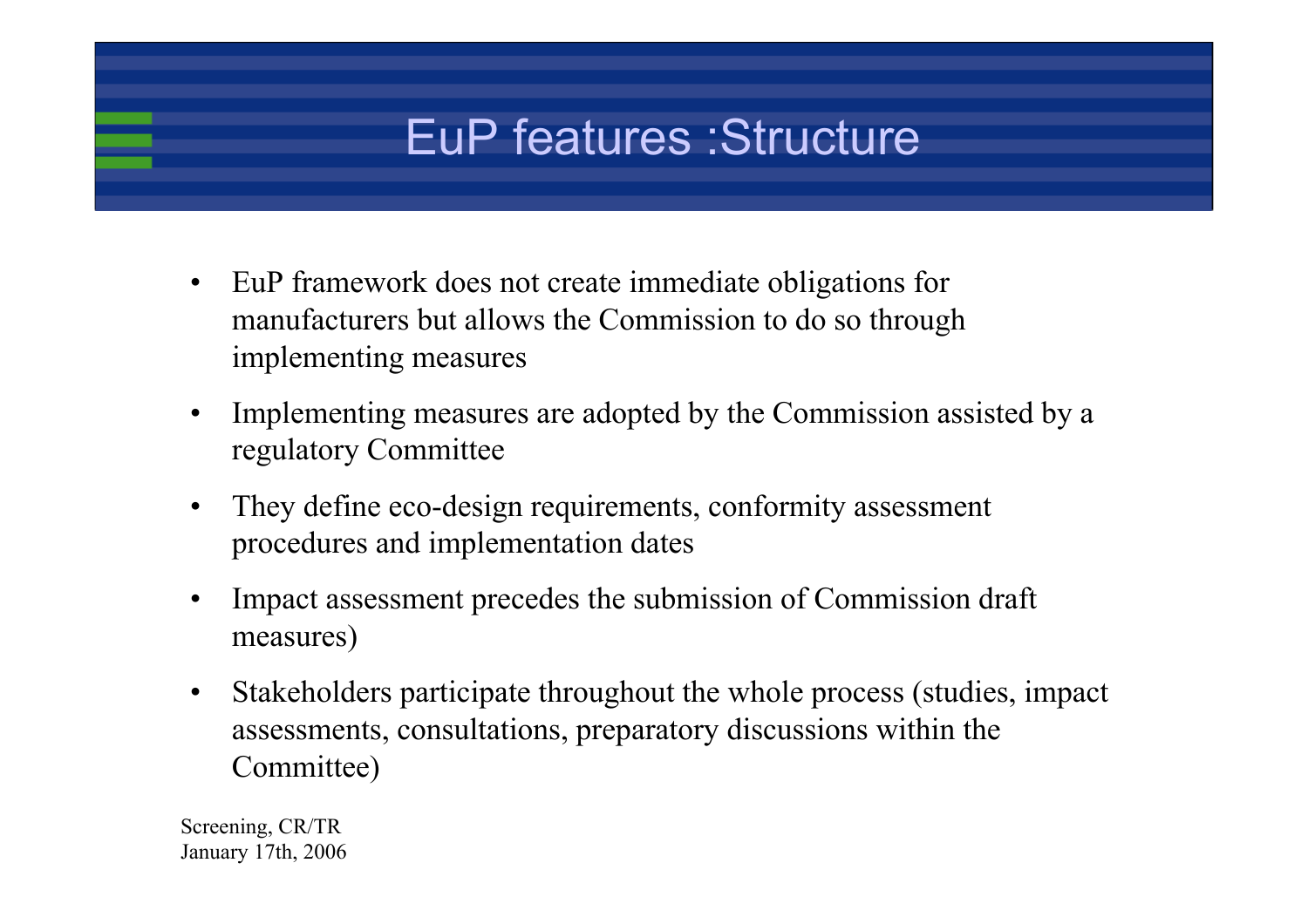# EuP features :Structure

- EuP framework does not create immediate obligations for manufacturers but allows the Commission to do so through implementing measures
- Implementing measures are adopted by the Commission assisted by a regulatory Committee
- They define eco-design requirements, conformity assessment procedures and implementation dates
- Impact assessment precedes the submission of Commission draft measures)
- Stakeholders participate throughout the whole process (studies, impact assessments, consultations, preparatory discussions within the Committee)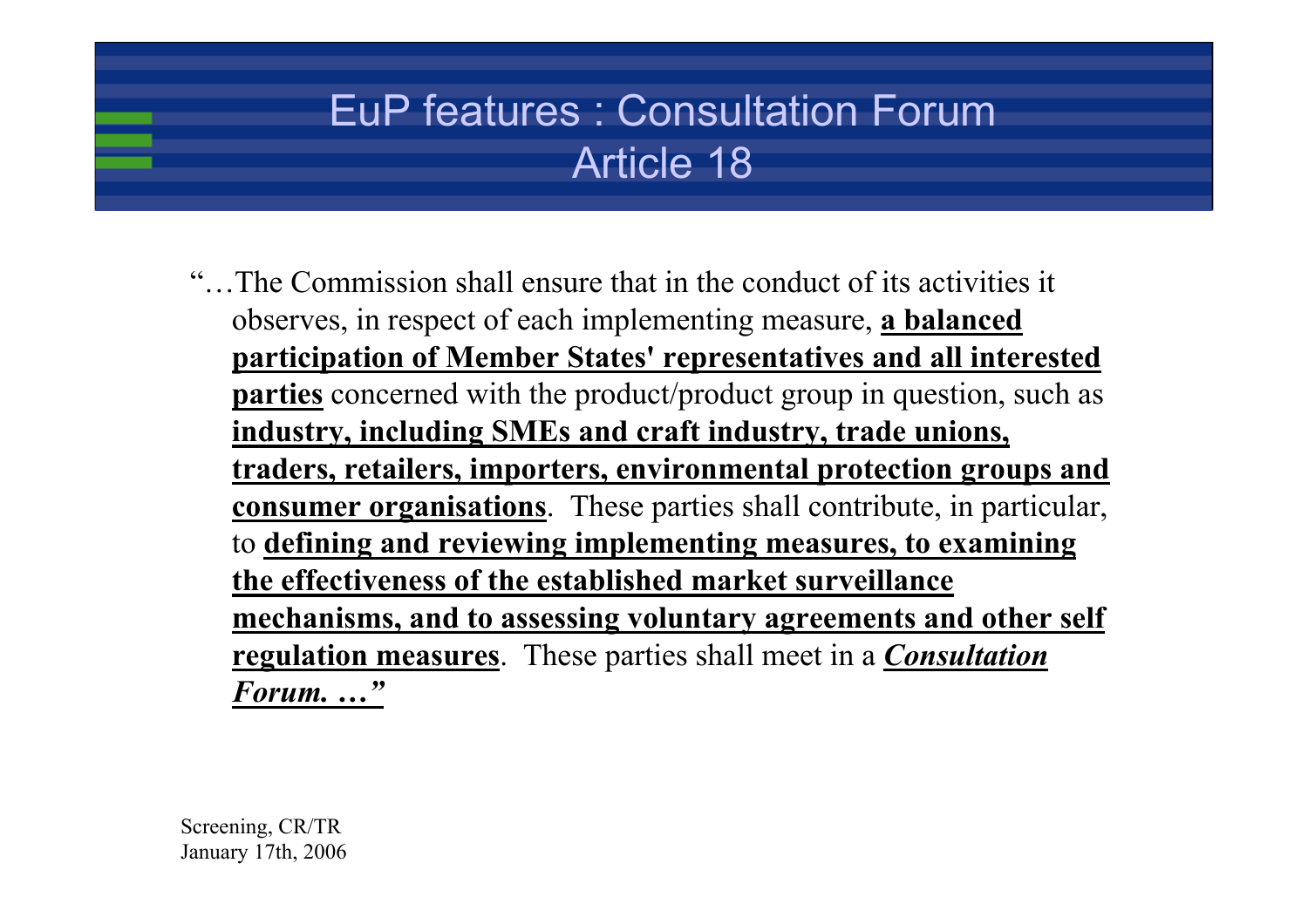# EuP features : Consultation Forum Article 18

"…The Commission shall ensure that in the conduct of its activities it observes, in respect of each implementing measure, **a balanced participation of Member States' representatives and all interested parties** concerned with the product/product group in question, such as **industry, including SMEs and craft industry, trade unions, traders, retailers, importers, environmental protection groups and consumer organisations**. These parties shall contribute, in particular, to **defining and reviewing implementing measures, to examining the effectiveness of the established market surveillance mechanisms, and to assessing voluntary agreements and other self regulation measures**. These parties shall meet in a ***Consultation Forum. …"***

Screening, CR/TR
January 17th, 2006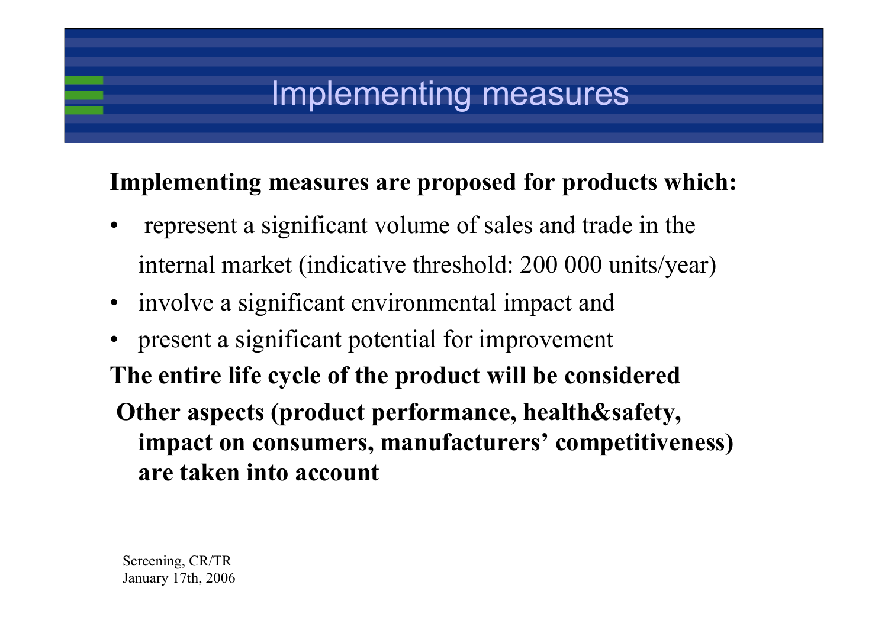# Implementing measures

**Implementing measures are proposed for products which:**

- represent a significant volume of sales and trade in the internal market (indicative threshold: 200 000 units/year)
- involve a significant environmental impact and
- present a significant potential for improvement

**The entire life cycle of the product will be considered**

**Other aspects (product performance, health&safety, impact on consumers, manufacturers' competitiveness) are taken into account**

Screening, CR/TR
January 17th, 2006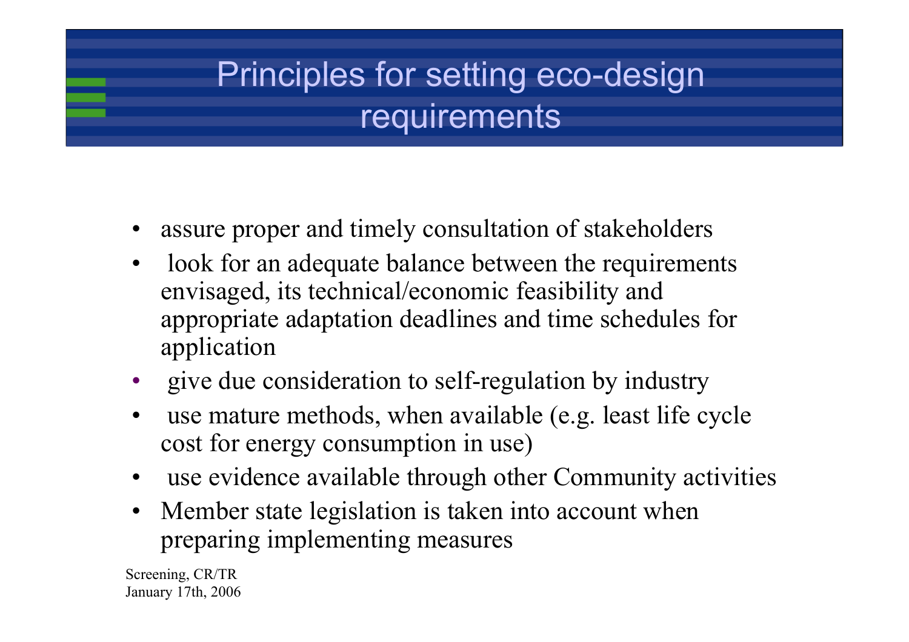# Principles for setting eco-design requirements

- assure proper and timely consultation of stakeholders
- look for an adequate balance between the requirements envisaged, its technical/economic feasibility and appropriate adaptation deadlines and time schedules for application
- give due consideration to self-regulation by industry
- use mature methods, when available (e.g. least life cycle cost for energy consumption in use)
- use evidence available through other Community activities
- Member state legislation is taken into account when preparing implementing measures

Screening, CR/TR
January 17th, 2006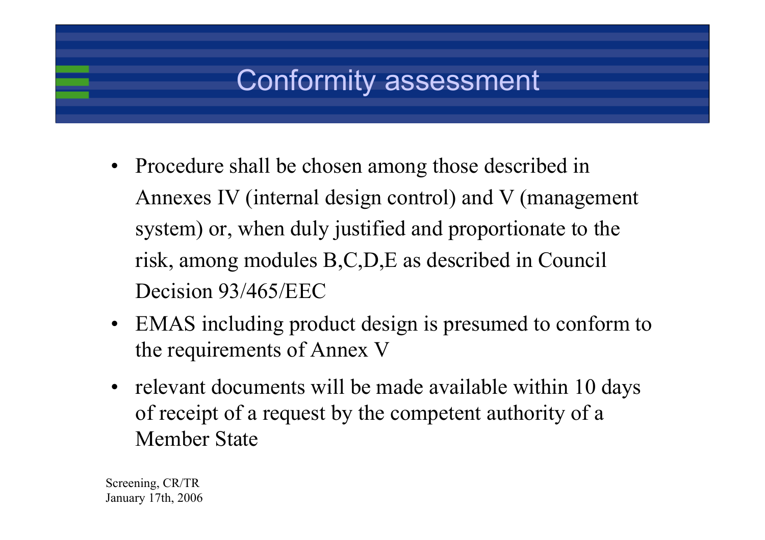# Conformity assessment

- Procedure shall be chosen among those described in Annexes IV (internal design control) and V (management system) or, when duly justified and proportionate to the risk, among modules B,C,D,E as described in Council Decision 93/465/EEC
- EMAS including product design is presumed to conform to the requirements of Annex V
- relevant documents will be made available within 10 days of receipt of a request by the competent authority of a Member State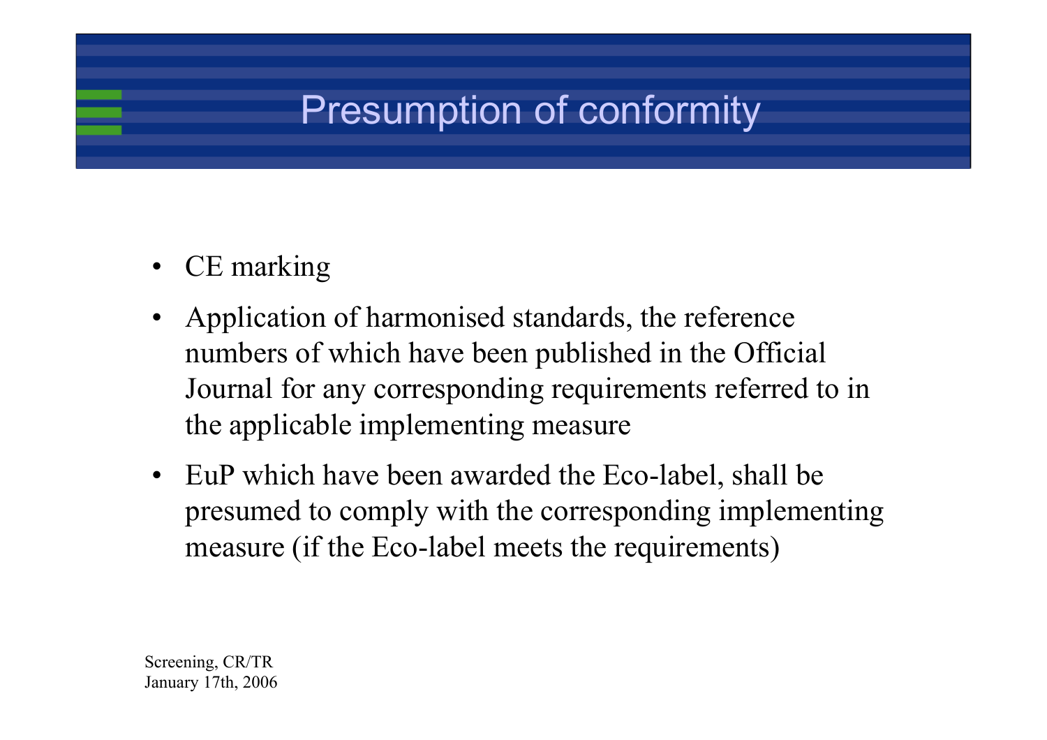# Presumption of conformity

- CE marking
- Application of harmonised standards, the reference numbers of which have been published in the Official Journal for any corresponding requirements referred to in the applicable implementing measure
- EuP which have been awarded the Eco-label, shall be presumed to comply with the corresponding implementing measure (if the Eco-label meets the requirements)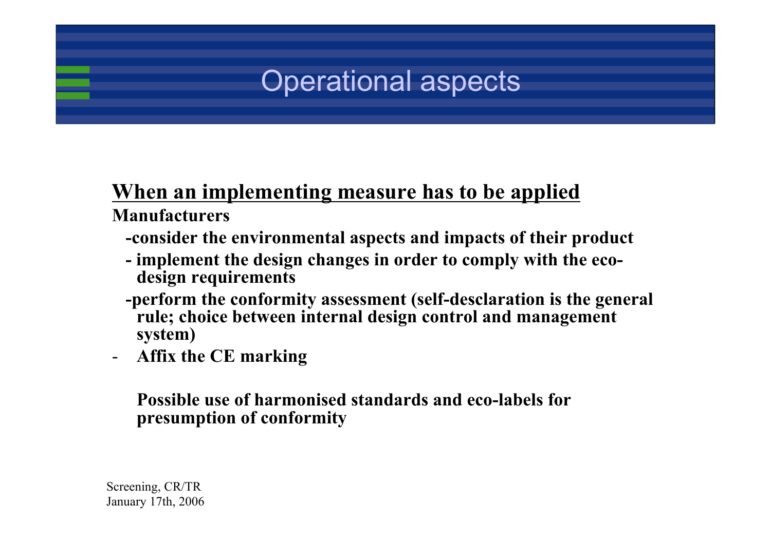# Operational aspects

**<u>When an implementing measure has to be applied</u>**

**Manufacturers**

- **consider the environmental aspects and impacts of their product**
- **implement the design changes in order to comply with the eco-design requirements**
- **perform the conformity assessment (self-desclaration is the general rule; choice between internal design control and management system)**
- **Affix the CE marking**

**Possible use of harmonised standards and eco-labels for presumption of conformity**

Screening, CR/TR
January 17th, 2006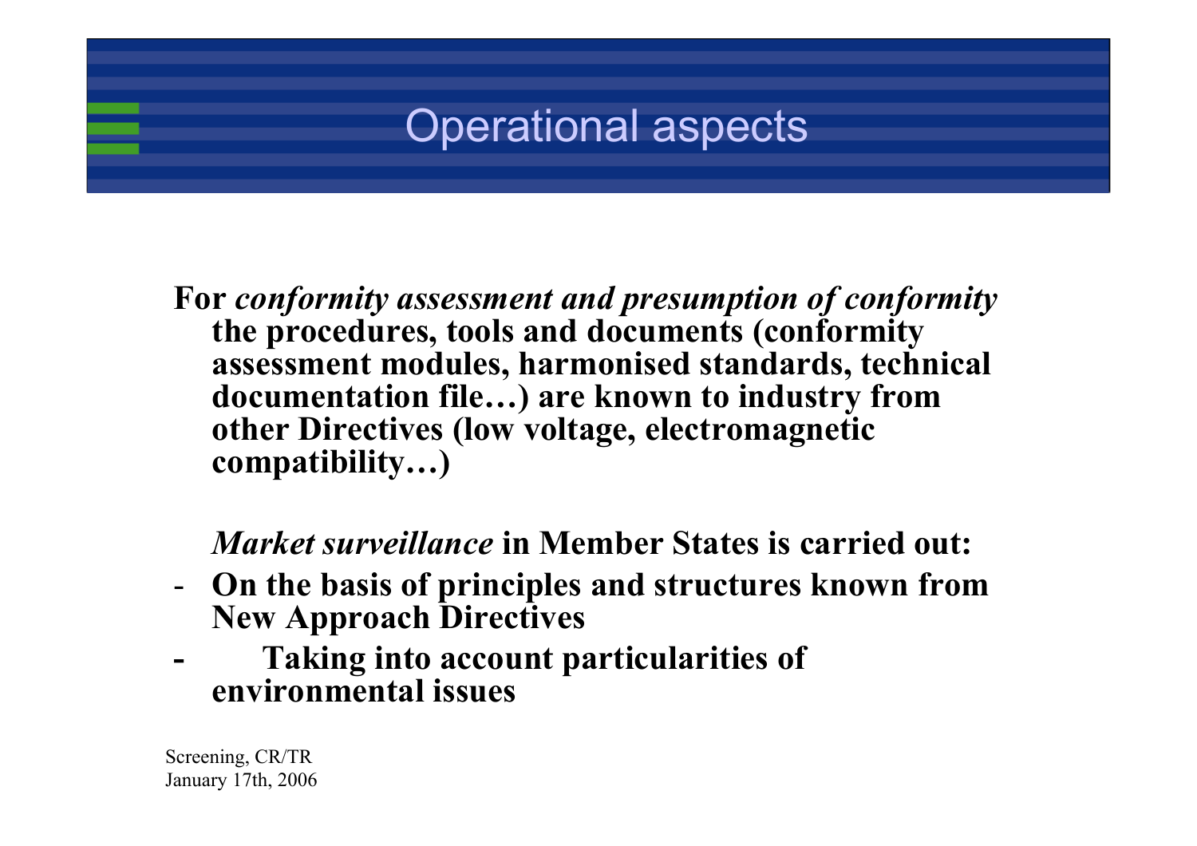# Operational aspects

**For *conformity assessment and presumption of conformity* the procedures, tools and documents (conformity assessment modules, harmonised standards, technical documentation file…) are known to industry from other Directives (low voltage, electromagnetic compatibility…)**

***Market surveillance* in Member States is carried out:**

- **On the basis of principles and structures known from New Approach Directives**
- **Taking into account particularities of environmental issues**

Screening, CR/TR
January 17th, 2006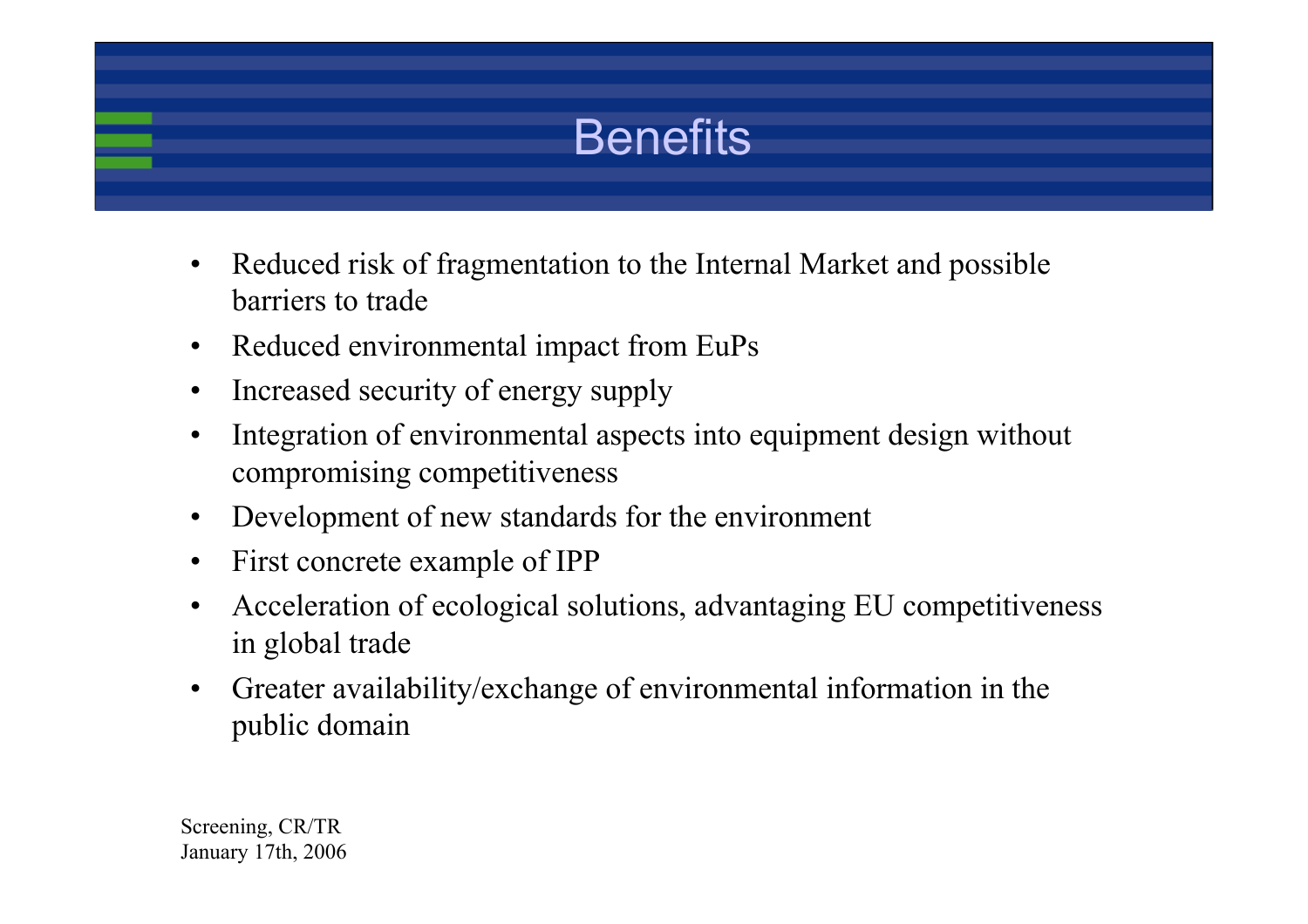# Benefits

- Reduced risk of fragmentation to the Internal Market and possible barriers to trade
- Reduced environmental impact from EuPs
- Increased security of energy supply
- Integration of environmental aspects into equipment design without compromising competitiveness
- Development of new standards for the environment
- First concrete example of IPP
- Acceleration of ecological solutions, advantaging EU competitiveness in global trade
- Greater availability/exchange of environmental information in the public domain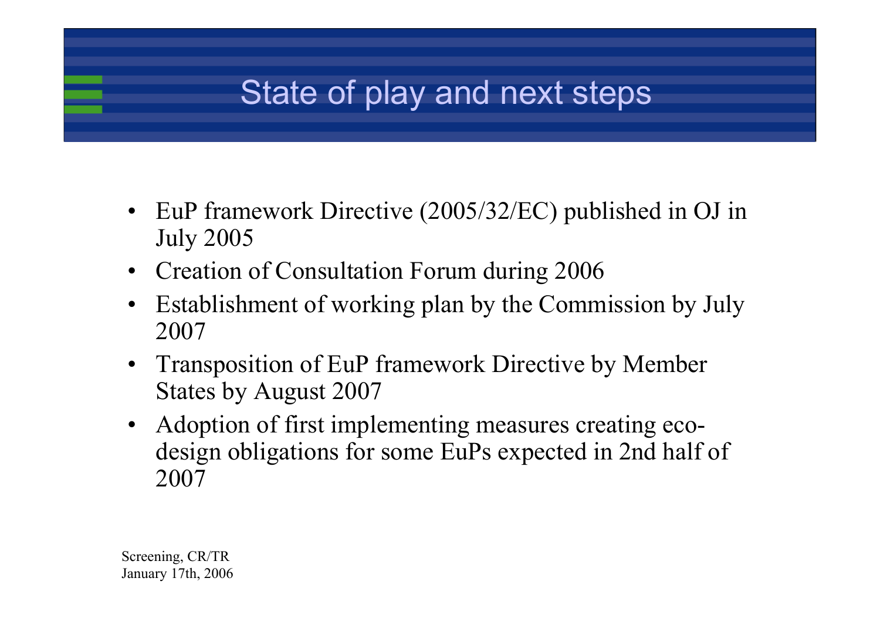# State of play and next steps

- EuP framework Directive (2005/32/EC) published in OJ in July 2005
- Creation of Consultation Forum during 2006
- Establishment of working plan by the Commission by July 2007
- Transposition of EuP framework Directive by Member States by August 2007
- Adoption of first implementing measures creating eco-design obligations for some EuPs expected in 2nd half of 2007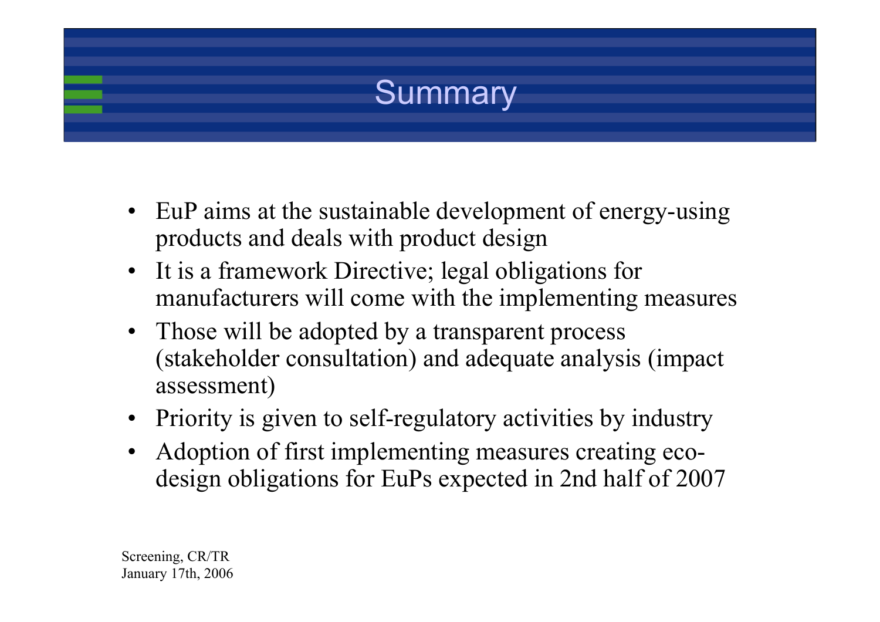# Summary

- EuP aims at the sustainable development of energy-using products and deals with product design
- It is a framework Directive; legal obligations for manufacturers will come with the implementing measures
- Those will be adopted by a transparent process (stakeholder consultation) and adequate analysis (impact assessment)
- Priority is given to self-regulatory activities by industry
- Adoption of first implementing measures creating eco-design obligations for EuPs expected in 2nd half of 2007

Screening, CR/TR
January 17th, 2006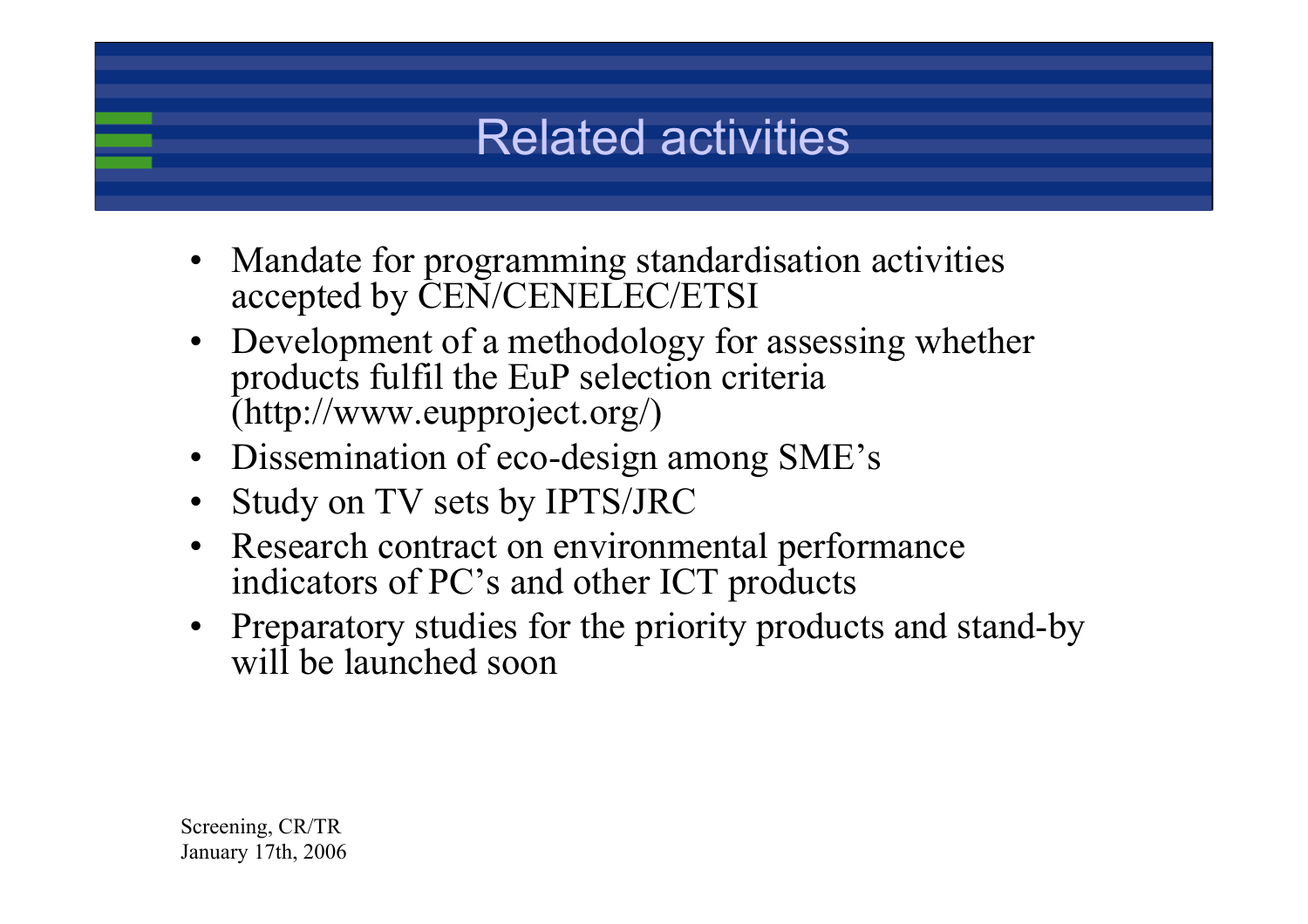# Related activities

- Mandate for programming standardisation activities accepted by CEN/CENELEC/ETSI
- Development of a methodology for assessing whether products fulfil the EuP selection criteria (http://www.eupproject.org/)
- Dissemination of eco-design among SME's
- Study on TV sets by IPTS/JRC
- Research contract on environmental performance indicators of PC's and other ICT products
- Preparatory studies for the priority products and stand-by will be launched soon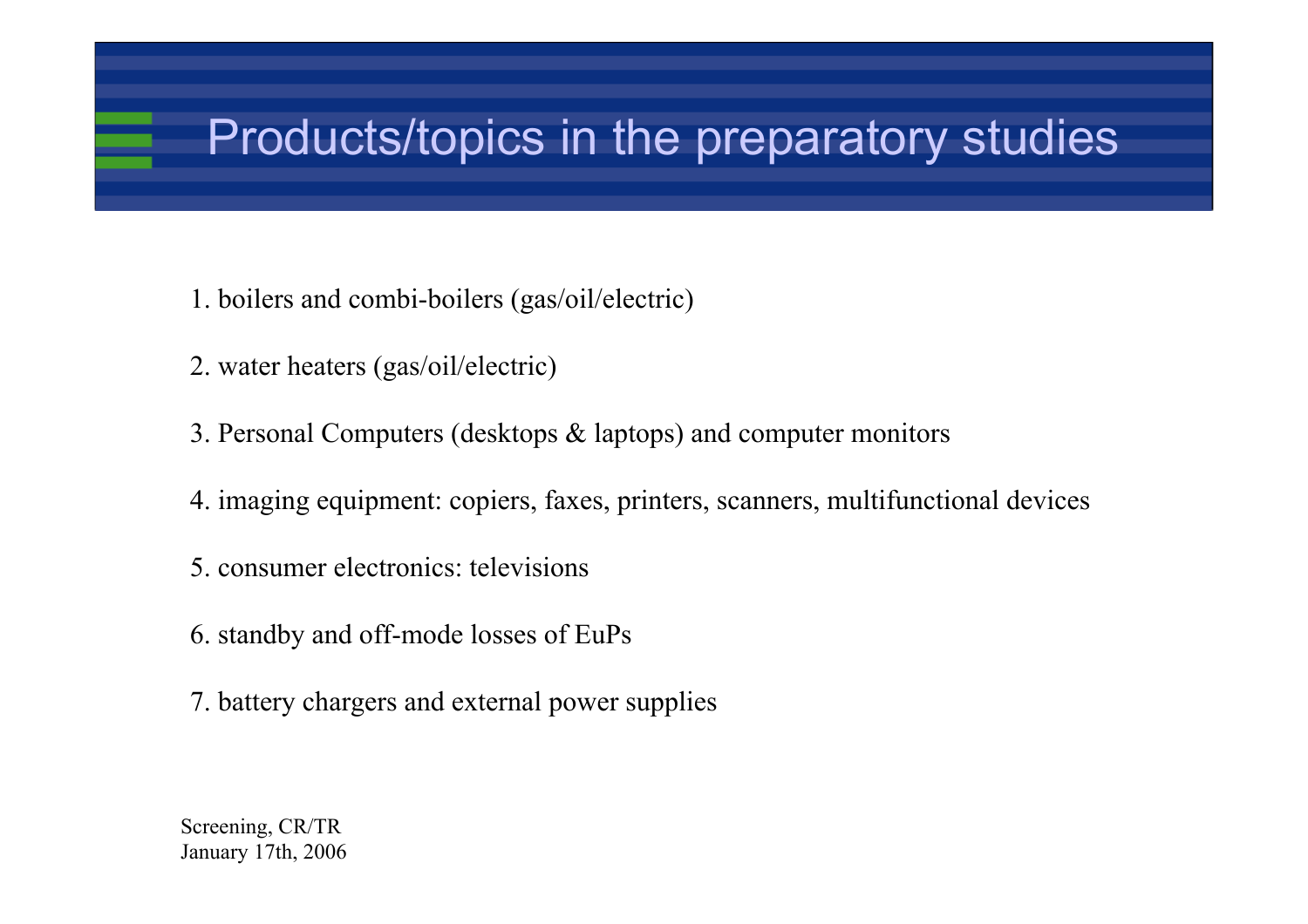# Products/topics in the preparatory studies

1. boilers and combi-boilers (gas/oil/electric)
2. water heaters (gas/oil/electric)
3. Personal Computers (desktops & laptops) and computer monitors
4. imaging equipment: copiers, faxes, printers, scanners, multifunctional devices
5. consumer electronics: televisions
6. standby and off-mode losses of EuPs
7. battery chargers and external power supplies

Screening, CR/TR
January 17th, 2006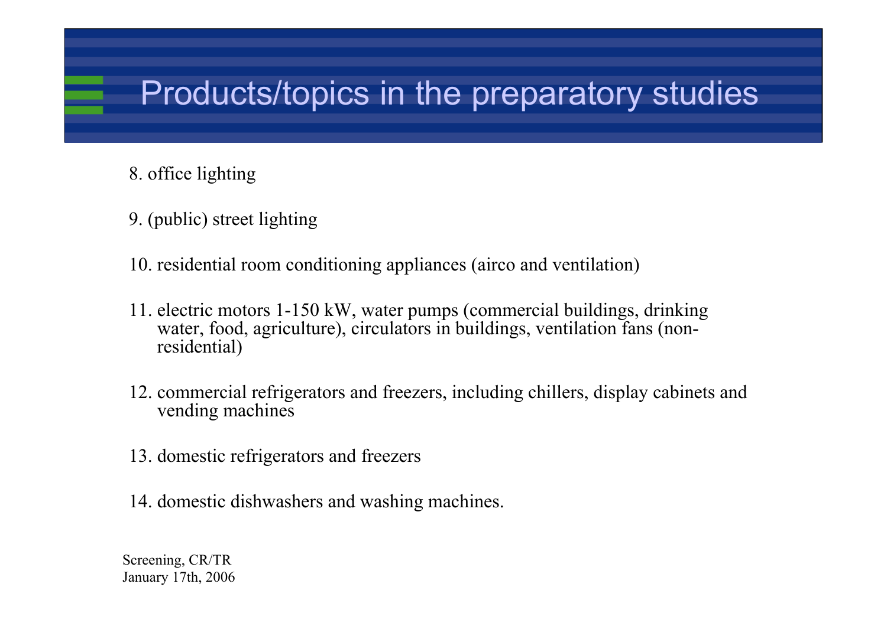# Products/topics in the preparatory studies

8. office lighting

9. (public) street lighting

10. residential room conditioning appliances (airco and ventilation)

11. electric motors 1-150 kW, water pumps (commercial buildings, drinking water, food, agriculture), circulators in buildings, ventilation fans (non-residential)

12. commercial refrigerators and freezers, including chillers, display cabinets and vending machines

13. domestic refrigerators and freezers

14. domestic dishwashers and washing machines.

Screening, CR/TR
January 17th, 2006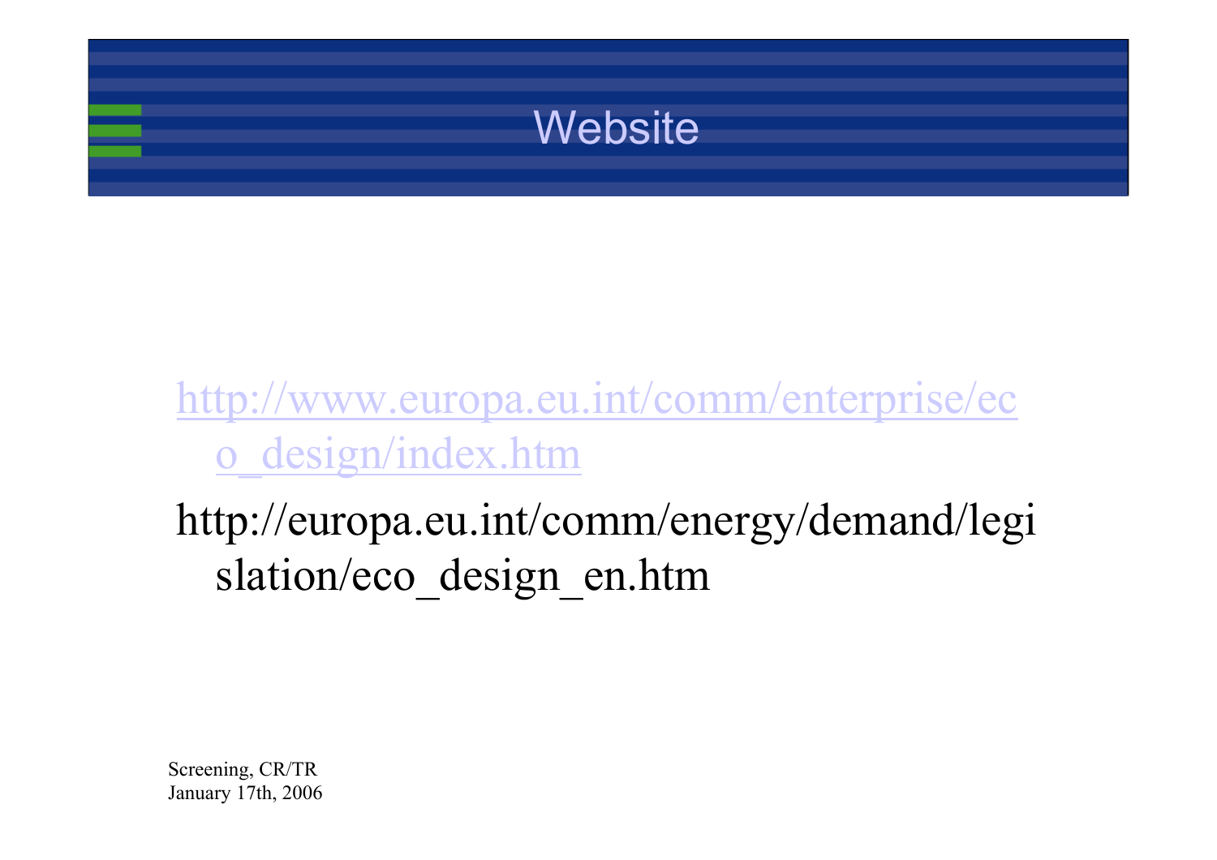# Website

http://www.europa.eu.int/comm/enterprise/eco_design/index.htm

http://europa.eu.int/comm/energy/demand/legislation/eco_design_en.htm

Screening, CR/TR
January 17th, 2006